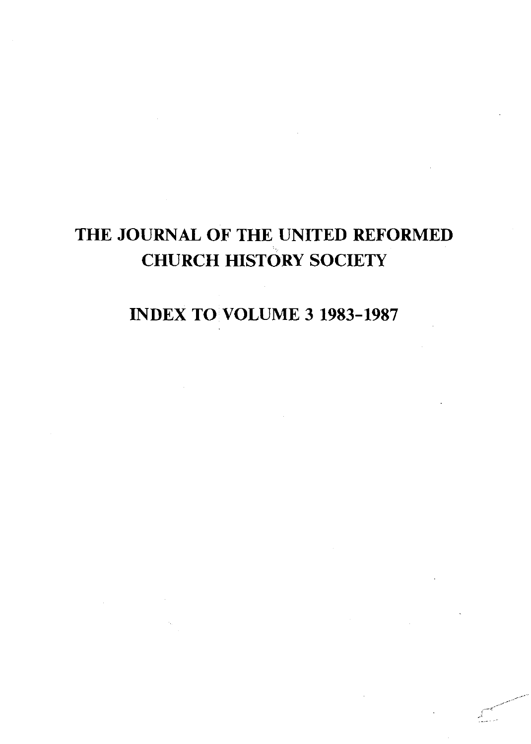# THE JOURNAL OF THE UNITED REFORMED CHURCH HISTORY SOCIETY

## INDEX TO VOLUME 3 1983-1987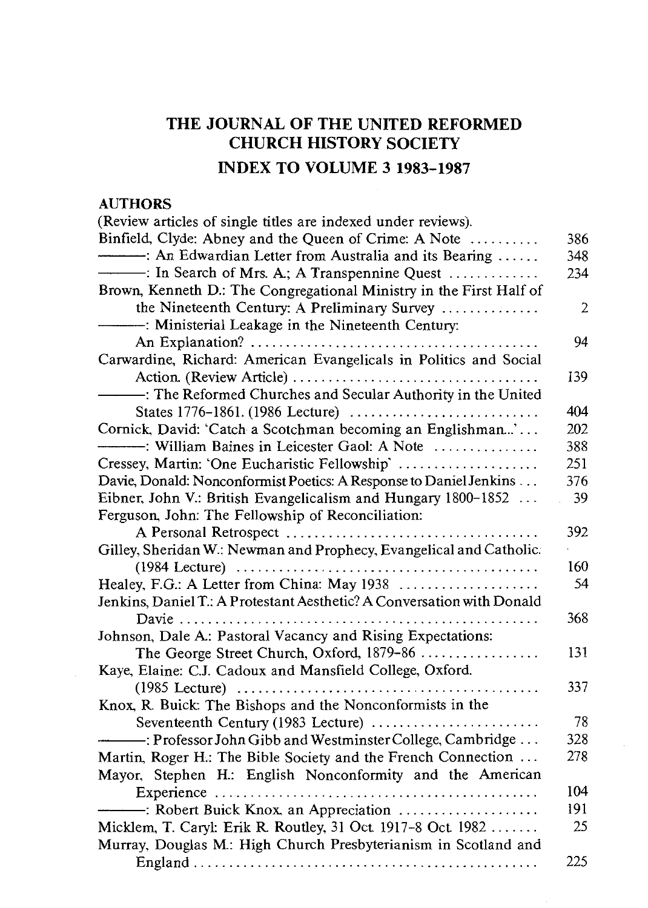# THE JOURNAL OF THE UNITED REFORMED CHURCH HISTORY SOCIETY

## INDEX TO VOLUME 3 1983-1987

### AUTHORS

(Review articles of single titles are indexed under reviews).

Binfield, Clyde: Abney and the Queen of Crime: A Note .......... 386
———: An Edwardian Letter from Australia and its Bearing ...... 348
———: In Search of Mrs. A.; A Transpennine Quest ............. 234
Brown, Kenneth D.: The Congregational Ministry in the First Half of the Nineteenth Century: A Preliminary Survey ............. 2
———: Ministerial Leakage in the Nineteenth Century: An Explanation? ........................................ 94
Carwardine, Richard: American Evangelicals in Politics and Social Action. (Review Article) .................................. 139
———: The Reformed Churches and Secular Authority in the United States 1776-1861. (1986 Lecture) .......................... 404
Cornick, David: 'Catch a Scotchman becoming an Englishman...'... 202
———: William Baines in Leicester Gaol: A Note ............... 388
Cressey, Martin: 'One Eucharistic Fellowship' .................... 251
Davie, Donald: Nonconformist Poetics: A Response to Daniel Jenkins ... 376
Eibner, John V.: British Evangelicalism and Hungary 1800-1852 ... 39
Ferguson, John: The Fellowship of Reconciliation: A Personal Retrospect ................................... 392
Gilley, Sheridan W.: Newman and Prophecy, Evangelical and Catholic. (1984 Lecture) ......................................... 160
Healey, F.G.: A Letter from China: May 1938 .................... 54
Jenkins, Daniel T.: A Protestant Aesthetic? A Conversation with Donald Davie ................................................... 368
Johnson, Dale A.: Pastoral Vacancy and Rising Expectations: The George Street Church, Oxford, 1879-86 ................. 131
Kaye, Elaine: C.J. Cadoux and Mansfield College, Oxford. (1985 Lecture) ......................................... 337
Knox, R. Buick: The Bishops and the Nonconformists in the Seventeenth Century (1983 Lecture) ........................ 78
———: Professor John Gibb and Westminster College, Cambridge ... 328
Martin, Roger H.: The Bible Society and the French Connection ... 278
Mayor, Stephen H.: English Nonconformity and the American Experience ............................................. 104
———: Robert Buick Knox, an Appreciation .................... 191
Micklem, T. Caryl: Erik R. Routley, 31 Oct. 1917-8 Oct. 1982 ....... 25
Murray, Douglas M.: High Church Presbyterianism in Scotland and England ................................................. 225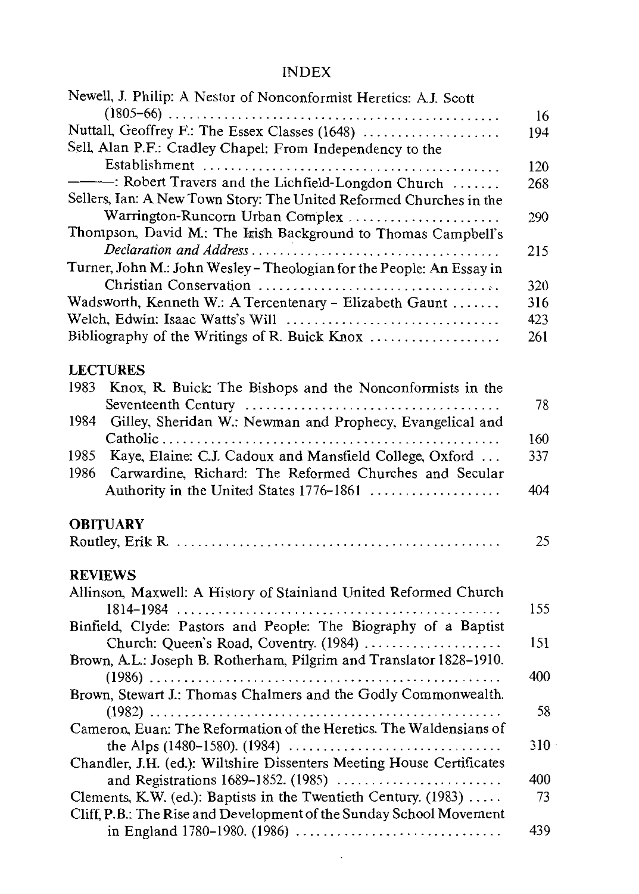# INDEX

Newell, J. Philip: A Nestor of Nonconformist Heretics: A.J. Scott (1805–66) ... 16

Nuttall, Geoffrey F.: The Essex Classes (1648) ... 194

Sell, Alan P.F.: Cradley Chapel: From Independency to the Establishment ... 120

———: Robert Travers and the Lichfield-Longdon Church ... 268

Sellers, Ian: A New Town Story: The United Reformed Churches in the Warrington-Runcorn Urban Complex ... 290

Thompson, David M.: The Irish Background to Thomas Campbell's *Declaration and Address* ... 215

Turner, John M.: John Wesley – Theologian for the People: An Essay in Christian Conservation ... 320

Wadsworth, Kenneth W.: A Tercentenary – Elizabeth Gaunt ... 316

Welch, Edwin: Isaac Watts's Will ... 423

Bibliography of the Writings of R. Buick Knox ... 261

## LECTURES

1983 Knox, R. Buick: The Bishops and the Nonconformists in the Seventeenth Century ... 78

1984 Gilley, Sheridan W.: Newman and Prophecy, Evangelical and Catholic ... 160

1985 Kaye, Elaine: C.J. Cadoux and Mansfield College, Oxford ... 337

1986 Carwardine, Richard: The Reformed Churches and Secular Authority in the United States 1776–1861 ... 404

## OBITUARY

Routley, Erik R. ... 25

## REVIEWS

Allinson, Maxwell: A History of Stainland United Reformed Church 1814–1984 ... 155

Binfield, Clyde: Pastors and People: The Biography of a Baptist Church: Queen's Road, Coventry. (1984) ... 151

Brown, A.L.: Joseph B. Rotherham, Pilgrim and Translator 1828–1910. (1986) ... 400

Brown, Stewart J.: Thomas Chalmers and the Godly Commonwealth. (1982) ... 58

Cameron, Euan: The Reformation of the Heretics. The Waldensians of the Alps (1480–1580). (1984) ... 310

Chandler, J.H. (ed.): Wiltshire Dissenters Meeting House Certificates and Registrations 1689–1852. (1985) ... 400

Clements, K.W. (ed.): Baptists in the Twentieth Century. (1983) ... 73

Cliff, P.B.: The Rise and Development of the Sunday School Movement in England 1780–1980. (1986) ... 439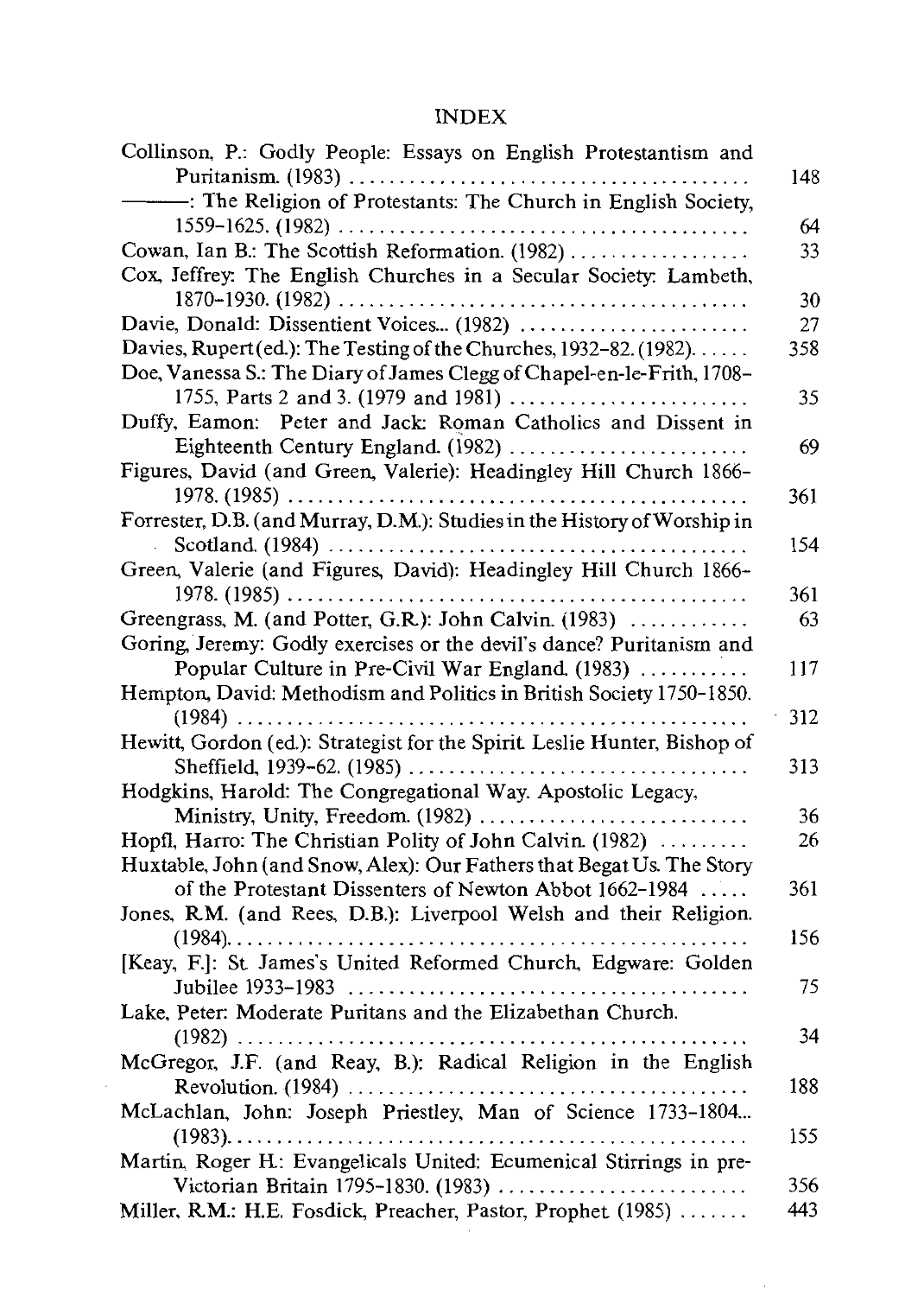# INDEX

Collinson, P.: Godly People: Essays on English Protestantism and Puritanism. (1983) .......... 148

———: The Religion of Protestants: The Church in English Society, 1559–1625. (1982) .......... 64

Cowan, Ian B.: The Scottish Reformation. (1982) .......... 33

Cox, Jeffrey: The English Churches in a Secular Society: Lambeth, 1870–1930. (1982) .......... 30

Davie, Donald: Dissentient Voices... (1982) .......... 27

Davies, Rupert (ed.): The Testing of the Churches, 1932–82. (1982) .......... 358

Doe, Vanessa S.: The Diary of James Clegg of Chapel-en-le-Frith, 1708–1755, Parts 2 and 3. (1979 and 1981) .......... 35

Duffy, Eamon: Peter and Jack: Roman Catholics and Dissent in Eighteenth Century England. (1982) .......... 69

Figures, David (and Green, Valerie): Headingley Hill Church 1866–1978. (1985) .......... 361

Forrester, D.B. (and Murray, D.M.): Studies in the History of Worship in Scotland. (1984) .......... 154

Green, Valerie (and Figures, David): Headingley Hill Church 1866–1978. (1985) .......... 361

Greengrass, M. (and Potter, G.R.): John Calvin. (1983) .......... 63

Goring, Jeremy: Godly exercises or the devil's dance? Puritanism and Popular Culture in Pre-Civil War England. (1983) .......... 117

Hempton, David: Methodism and Politics in British Society 1750–1850. (1984) .......... 312

Hewitt, Gordon (ed.): Strategist for the Spirit. Leslie Hunter, Bishop of Sheffield, 1939–62. (1985) .......... 313

Hodgkins, Harold: The Congregational Way. Apostolic Legacy, Ministry, Unity, Freedom. (1982) .......... 36

Hopfl, Harro: The Christian Polity of John Calvin. (1982) .......... 26

Huxtable, John (and Snow, Alex): Our Fathers that Begat Us. The Story of the Protestant Dissenters of Newton Abbot 1662–1984 .......... 361

Jones, R.M. (and Rees, D.B.): Liverpool Welsh and their Religion. (1984) .......... 156

[Keay, F.]: St. James's United Reformed Church, Edgware: Golden Jubilee 1933–1983 .......... 75

Lake, Peter: Moderate Puritans and the Elizabethan Church. (1982) .......... 34

McGregor, J.F. (and Reay, B.): Radical Religion in the English Revolution. (1984) .......... 188

McLachlan, John: Joseph Priestley, Man of Science 1733–1804... (1983) .......... 155

Martin, Roger H.: Evangelicals United: Ecumenical Stirrings in pre-Victorian Britain 1795–1830. (1983) .......... 356

Miller, R.M.: H.E. Fosdick, Preacher, Pastor, Prophet. (1985) .......... 443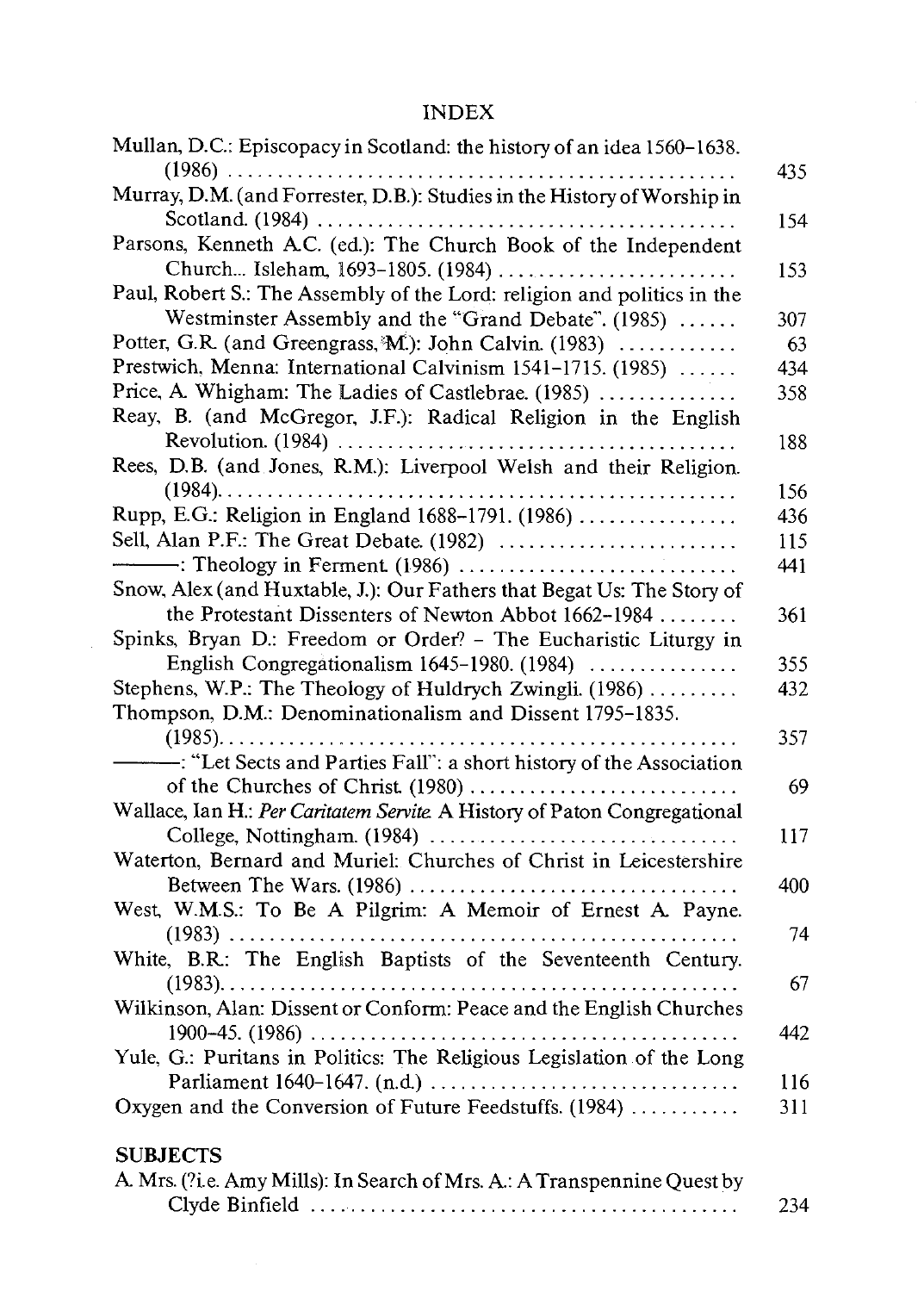INDEX

Mullan, D.C.: Episcopacy in Scotland: the history of an idea 1560–1638. (1986) .................................................... 435

Murray, D.M. (and Forrester, D.B.): Studies in the History of Worship in Scotland. (1984) .................................................... 154

Parsons, Kenneth A.C. (ed.): The Church Book of the Independent Church... Isleham, 1693–1805. (1984) .................................................... 153

Paul, Robert S.: The Assembly of the Lord: religion and politics in the Westminster Assembly and the "Grand Debate". (1985) ...... 307

Potter, G.R. (and Greengrass, M.): John Calvin. (1983) ............ 63

Prestwich, Menna: International Calvinism 1541–1715. (1985) ...... 434

Price, A. Whigham: The Ladies of Castlebrae. (1985) .............. 358

Reay, B. (and McGregor, J.F.): Radical Religion in the English Revolution. (1984) .................................................... 188

Rees, D.B. (and Jones, R.M.): Liverpool Welsh and their Religion. (1984) .................................................... 156

Rupp, E.G.: Religion in England 1688–1791. (1986) ................ 436

Sell, Alan P.F.: The Great Debate. (1982) ........................ 115

———: Theology in Ferment. (1986) ............................ 441

Snow, Alex (and Huxtable, J.): Our Fathers that Begat Us: The Story of the Protestant Dissenters of Newton Abbot 1662–1984 ........ 361

Spinks, Bryan D.: Freedom or Order? – The Eucharistic Liturgy in English Congregationalism 1645–1980. (1984) ............... 355

Stephens, W.P.: The Theology of Huldrych Zwingli. (1986) ......... 432

Thompson, D.M.: Denominationalism and Dissent 1795–1835. (1985) .................................................... 357

———: "Let Sects and Parties Fall": a short history of the Association of the Churches of Christ. (1980) ........................... 69

Wallace, Ian H.: *Per Caritatem Servite.* A History of Paton Congregational College, Nottingham. (1984) ............................... 117

Waterton, Bernard and Muriel: Churches of Christ in Leicestershire Between The Wars. (1986) ................................ 400

West, W.M.S.: To Be A Pilgrim: A Memoir of Ernest A. Payne. (1983) .................................................... 74

White, B.R.: The English Baptists of the Seventeenth Century. (1983) .................................................... 67

Wilkinson, Alan: Dissent or Conform: Peace and the English Churches 1900–45. (1986) .................................................... 442

Yule, G.: Puritans in Politics: The Religious Legislation of the Long Parliament 1640–1647. (n.d.) ............................... 116

Oxygen and the Conversion of Future Feedstuffs. (1984) ........... 311

## SUBJECTS

A. Mrs. (?i.e. Amy Mills): In Search of Mrs. A.: A Transpennine Quest by Clyde Binfield .................................................... 234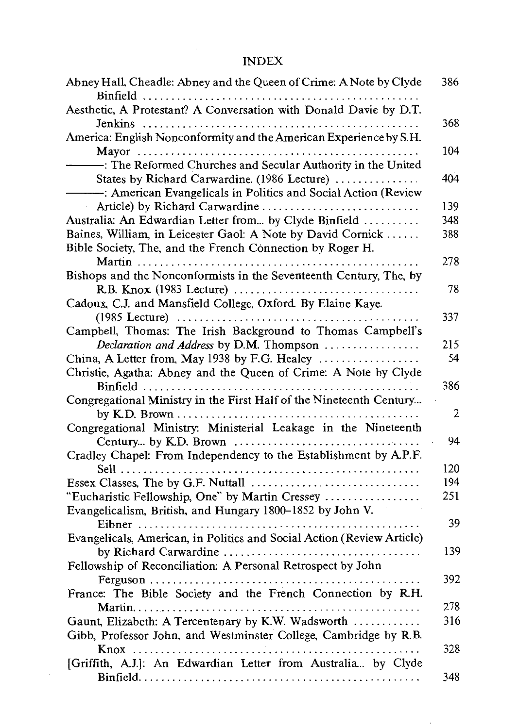## INDEX

Abney Hall, Cheadle: Abney and the Queen of Crime: A Note by Clyde Binfield ........ 386

Aesthetic, A Protestant? A Conversation with Donald Davie by D.T. Jenkins ........ 368

America: English Nonconformity and the American Experience by S.H. Mayor ........ 104

———: The Reformed Churches and Secular Authority in the United States by Richard Carwardine. (1986 Lecture) ........ 404

———: American Evangelicals in Politics and Social Action (Review Article) by Richard Carwardine ........ 139

Australia: An Edwardian Letter from... by Clyde Binfield ........ 348

Baines, William, in Leicester Gaol: A Note by David Cornick ........ 388

Bible Society, The, and the French Connection by Roger H. Martin ........ 278

Bishops and the Nonconformists in the Seventeenth Century, The, by R.B. Knox. (1983 Lecture) ........ 78

Cadoux, C.J. and Mansfield College, Oxford. By Elaine Kaye. (1985 Lecture) ........ 337

Campbell, Thomas: The Irish Background to Thomas Campbell's *Declaration and Address* by D.M. Thompson ........ 215

China, A Letter from, May 1938 by F.G. Healey ........ 54

Christie, Agatha: Abney and the Queen of Crime: A Note by Clyde Binfield ........ 386

Congregational Ministry in the First Half of the Nineteenth Century... by K.D. Brown ........ 2

Congregational Ministry: Ministerial Leakage in the Nineteenth Century... by K.D. Brown ........ 94

Cradley Chapel: From Independency to the Establishment by A.P.F. Sell ........ 120

Essex Classes, The by G.F. Nuttall ........ 194

"Eucharistic Fellowship, One" by Martin Cressey ........ 251

Evangelicalism, British, and Hungary 1800–1852 by John V. Eibner ........ 39

Evangelicals, American, in Politics and Social Action (Review Article) by Richard Carwardine ........ 139

Fellowship of Reconciliation: A Personal Retrospect by John Ferguson ........ 392

France: The Bible Society and the French Connection by R.H. Martin ........ 278

Gaunt, Elizabeth: A Tercentenary by K.W. Wadsworth ........ 316

Gibb, Professor John, and Westminster College, Cambridge by R.B. Knox ........ 328

[Griffith, A.J.]: An Edwardian Letter from Australia... by Clyde Binfield ........ 348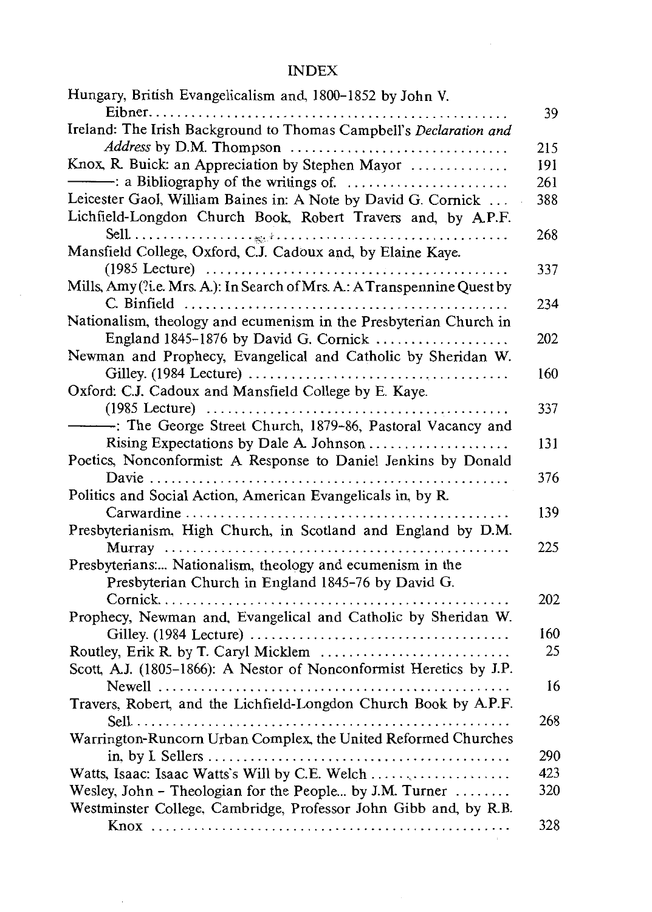## INDEX

| | |
|---|---|
| Hungary, British Evangelicalism and, 1800–1852 by John V. Eibner | 39 |
| Ireland: The Irish Background to Thomas Campbell's *Declaration and Address* by D.M. Thompson | 215 |
| Knox, R. Buick: an Appreciation by Stephen Mayor | 191 |
| ———: a Bibliography of the writings of. | 261 |
| Leicester Gaol, William Baines in: A Note by David G. Cornick ... | 388 |
| Lichfield-Longdon Church Book, Robert Travers and, by A.P.F. Sell | 268 |
| Mansfield College, Oxford, C.J. Cadoux and, by Elaine Kaye. (1985 Lecture) | 337 |
| Mills, Amy (?i.e. Mrs. A.): In Search of Mrs. A.: A Transpennine Quest by C. Binfield | 234 |
| Nationalism, theology and ecumenism in the Presbyterian Church in England 1845–1876 by David G. Cornick | 202 |
| Newman and Prophecy, Evangelical and Catholic by Sheridan W. Gilley. (1984 Lecture) | 160 |
| Oxford: C.J. Cadoux and Mansfield College by E. Kaye. (1985 Lecture) | 337 |
| ———: The George Street Church, 1879–86, Pastoral Vacancy and Rising Expectations by Dale A. Johnson | 131 |
| Poetics, Nonconformist: A Response to Daniel Jenkins by Donald Davie | 376 |
| Politics and Social Action, American Evangelicals in, by R. Carwardine | 139 |
| Presbyterianism, High Church, in Scotland and England by D.M. Murray | 225 |
| Presbyterians:... Nationalism, theology and ecumenism in the Presbyterian Church in England 1845–76 by David G. Cornick | 202 |
| Prophecy, Newman and, Evangelical and Catholic by Sheridan W. Gilley. (1984 Lecture) | 160 |
| Routley, Erik R. by T. Caryl Micklem | 25 |
| Scott, A.J. (1805–1866): A Nestor of Nonconformist Heretics by J.P. Newell | 16 |
| Travers, Robert, and the Lichfield-Longdon Church Book by A.P.F. Sell | 268 |
| Warrington-Runcorn Urban Complex, the United Reformed Churches in, by I. Sellers | 290 |
| Watts, Isaac: Isaac Watts's Will by C.E. Welch | 423 |
| Wesley, John – Theologian for the People... by J.M. Turner | 320 |
| Westminster College, Cambridge, Professor John Gibb and, by R.B. Knox | 328 |